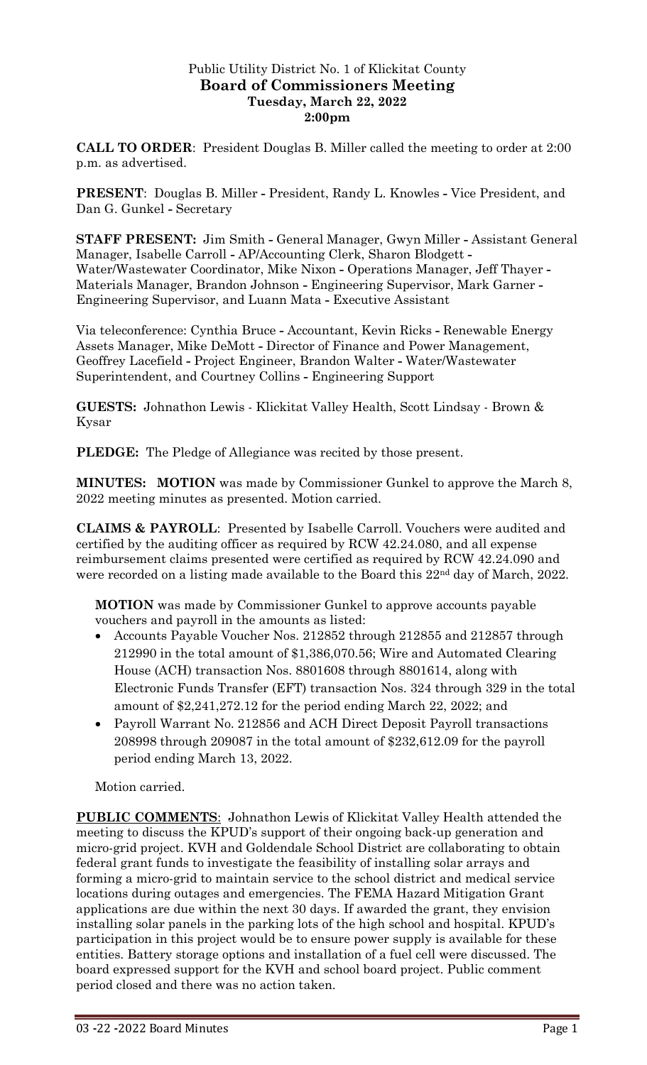Public Utility District No. 1 of Klickitat County
**Board of Commissioners Meeting**
**Tuesday, March 22, 2022**
**2:00pm**

**CALL TO ORDER**: President Douglas B. Miller called the meeting to order at 2:00 p.m. as advertised.

**PRESENT**: Douglas B. Miller - President, Randy L. Knowles - Vice President, and Dan G. Gunkel - Secretary

**STAFF PRESENT:** Jim Smith - General Manager, Gwyn Miller - Assistant General Manager, Isabelle Carroll - AP/Accounting Clerk, Sharon Blodgett - Water/Wastewater Coordinator, Mike Nixon - Operations Manager, Jeff Thayer - Materials Manager, Brandon Johnson - Engineering Supervisor, Mark Garner - Engineering Supervisor, and Luann Mata - Executive Assistant

Via teleconference: Cynthia Bruce - Accountant, Kevin Ricks - Renewable Energy Assets Manager, Mike DeMott - Director of Finance and Power Management, Geoffrey Lacefield - Project Engineer, Brandon Walter - Water/Wastewater Superintendent, and Courtney Collins - Engineering Support

**GUESTS:** Johnathon Lewis - Klickitat Valley Health, Scott Lindsay - Brown & Kysar

**PLEDGE:** The Pledge of Allegiance was recited by those present.

**MINUTES: MOTION** was made by Commissioner Gunkel to approve the March 8, 2022 meeting minutes as presented. Motion carried.

**CLAIMS & PAYROLL**: Presented by Isabelle Carroll. Vouchers were audited and certified by the auditing officer as required by RCW 42.24.080, and all expense reimbursement claims presented were certified as required by RCW 42.24.090 and were recorded on a listing made available to the Board this 22nd day of March, 2022.

**MOTION** was made by Commissioner Gunkel to approve accounts payable vouchers and payroll in the amounts as listed:

- Accounts Payable Voucher Nos. 212852 through 212855 and 212857 through 212990 in the total amount of $1,386,070.56; Wire and Automated Clearing House (ACH) transaction Nos. 8801608 through 8801614, along with Electronic Funds Transfer (EFT) transaction Nos. 324 through 329 in the total amount of $2,241,272.12 for the period ending March 22, 2022; and
- Payroll Warrant No. 212856 and ACH Direct Deposit Payroll transactions 208998 through 209087 in the total amount of $232,612.09 for the payroll period ending March 13, 2022.

Motion carried.

**PUBLIC COMMENTS**: Johnathon Lewis of Klickitat Valley Health attended the meeting to discuss the KPUD's support of their ongoing back-up generation and micro-grid project. KVH and Goldendale School District are collaborating to obtain federal grant funds to investigate the feasibility of installing solar arrays and forming a micro-grid to maintain service to the school district and medical service locations during outages and emergencies. The FEMA Hazard Mitigation Grant applications are due within the next 30 days. If awarded the grant, they envision installing solar panels in the parking lots of the high school and hospital. KPUD's participation in this project would be to ensure power supply is available for these entities. Battery storage options and installation of a fuel cell were discussed. The board expressed support for the KVH and school board project. Public comment period closed and there was no action taken.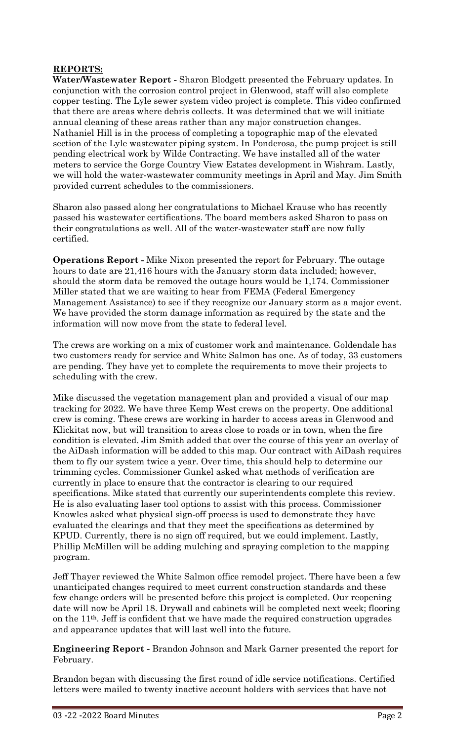**REPORTS:**

**Water/Wastewater Report -** Sharon Blodgett presented the February updates. In conjunction with the corrosion control project in Glenwood, staff will also complete copper testing. The Lyle sewer system video project is complete. This video confirmed that there are areas where debris collects. It was determined that we will initiate annual cleaning of these areas rather than any major construction changes. Nathaniel Hill is in the process of completing a topographic map of the elevated section of the Lyle wastewater piping system. In Ponderosa, the pump project is still pending electrical work by Wilde Contracting. We have installed all of the water meters to service the Gorge Country View Estates development in Wishram. Lastly, we will hold the water-wastewater community meetings in April and May. Jim Smith provided current schedules to the commissioners.

Sharon also passed along her congratulations to Michael Krause who has recently passed his wastewater certifications. The board members asked Sharon to pass on their congratulations as well. All of the water-wastewater staff are now fully certified.

**Operations Report -** Mike Nixon presented the report for February. The outage hours to date are 21,416 hours with the January storm data included; however, should the storm data be removed the outage hours would be 1,174. Commissioner Miller stated that we are waiting to hear from FEMA (Federal Emergency Management Assistance) to see if they recognize our January storm as a major event. We have provided the storm damage information as required by the state and the information will now move from the state to federal level.

The crews are working on a mix of customer work and maintenance. Goldendale has two customers ready for service and White Salmon has one. As of today, 33 customers are pending. They have yet to complete the requirements to move their projects to scheduling with the crew.

Mike discussed the vegetation management plan and provided a visual of our map tracking for 2022. We have three Kemp West crews on the property. One additional crew is coming. These crews are working in harder to access areas in Glenwood and Klickitat now, but will transition to areas close to roads or in town, when the fire condition is elevated. Jim Smith added that over the course of this year an overlay of the AiDash information will be added to this map. Our contract with AiDash requires them to fly our system twice a year. Over time, this should help to determine our trimming cycles. Commissioner Gunkel asked what methods of verification are currently in place to ensure that the contractor is clearing to our required specifications. Mike stated that currently our superintendents complete this review. He is also evaluating laser tool options to assist with this process. Commissioner Knowles asked what physical sign-off process is used to demonstrate they have evaluated the clearings and that they meet the specifications as determined by KPUD. Currently, there is no sign off required, but we could implement. Lastly, Phillip McMillen will be adding mulching and spraying completion to the mapping program.

Jeff Thayer reviewed the White Salmon office remodel project. There have been a few unanticipated changes required to meet current construction standards and these few change orders will be presented before this project is completed. Our reopening date will now be April 18. Drywall and cabinets will be completed next week; flooring on the 11th. Jeff is confident that we have made the required construction upgrades and appearance updates that will last well into the future.

**Engineering Report -** Brandon Johnson and Mark Garner presented the report for February.

Brandon began with discussing the first round of idle service notifications. Certified letters were mailed to twenty inactive account holders with services that have not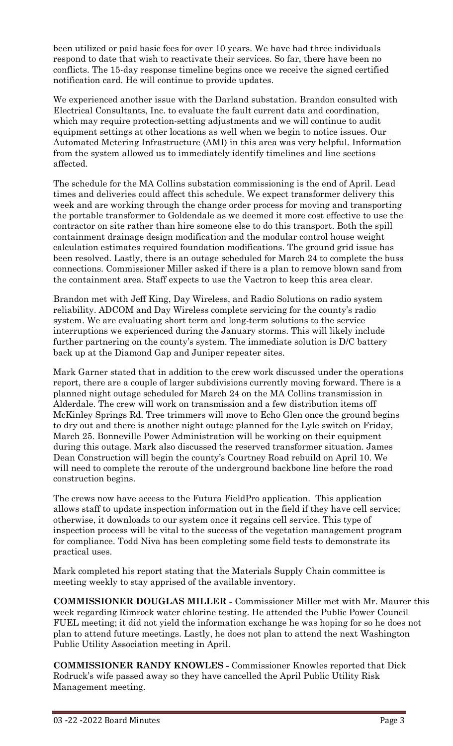been utilized or paid basic fees for over 10 years. We have had three individuals respond to date that wish to reactivate their services. So far, there have been no conflicts. The 15-day response timeline begins once we receive the signed certified notification card. He will continue to provide updates.

We experienced another issue with the Darland substation. Brandon consulted with Electrical Consultants, Inc. to evaluate the fault current data and coordination, which may require protection-setting adjustments and we will continue to audit equipment settings at other locations as well when we begin to notice issues. Our Automated Metering Infrastructure (AMI) in this area was very helpful. Information from the system allowed us to immediately identify timelines and line sections affected.

The schedule for the MA Collins substation commissioning is the end of April. Lead times and deliveries could affect this schedule. We expect transformer delivery this week and are working through the change order process for moving and transporting the portable transformer to Goldendale as we deemed it more cost effective to use the contractor on site rather than hire someone else to do this transport. Both the spill containment drainage design modification and the modular control house weight calculation estimates required foundation modifications. The ground grid issue has been resolved. Lastly, there is an outage scheduled for March 24 to complete the buss connections. Commissioner Miller asked if there is a plan to remove blown sand from the containment area. Staff expects to use the Vactron to keep this area clear.

Brandon met with Jeff King, Day Wireless, and Radio Solutions on radio system reliability. ADCOM and Day Wireless complete servicing for the county's radio system. We are evaluating short term and long-term solutions to the service interruptions we experienced during the January storms. This will likely include further partnering on the county's system. The immediate solution is D/C battery back up at the Diamond Gap and Juniper repeater sites.

Mark Garner stated that in addition to the crew work discussed under the operations report, there are a couple of larger subdivisions currently moving forward. There is a planned night outage scheduled for March 24 on the MA Collins transmission in Alderdale. The crew will work on transmission and a few distribution items off McKinley Springs Rd. Tree trimmers will move to Echo Glen once the ground begins to dry out and there is another night outage planned for the Lyle switch on Friday, March 25. Bonneville Power Administration will be working on their equipment during this outage. Mark also discussed the reserved transformer situation. James Dean Construction will begin the county's Courtney Road rebuild on April 10. We will need to complete the reroute of the underground backbone line before the road construction begins.

The crews now have access to the Futura FieldPro application. This application allows staff to update inspection information out in the field if they have cell service; otherwise, it downloads to our system once it regains cell service. This type of inspection process will be vital to the success of the vegetation management program for compliance. Todd Niva has been completing some field tests to demonstrate its practical uses.

Mark completed his report stating that the Materials Supply Chain committee is meeting weekly to stay apprised of the available inventory.

**COMMISSIONER DOUGLAS MILLER -** Commissioner Miller met with Mr. Maurer this week regarding Rimrock water chlorine testing. He attended the Public Power Council FUEL meeting; it did not yield the information exchange he was hoping for so he does not plan to attend future meetings. Lastly, he does not plan to attend the next Washington Public Utility Association meeting in April.

**COMMISSIONER RANDY KNOWLES -** Commissioner Knowles reported that Dick Rodruck's wife passed away so they have cancelled the April Public Utility Risk Management meeting.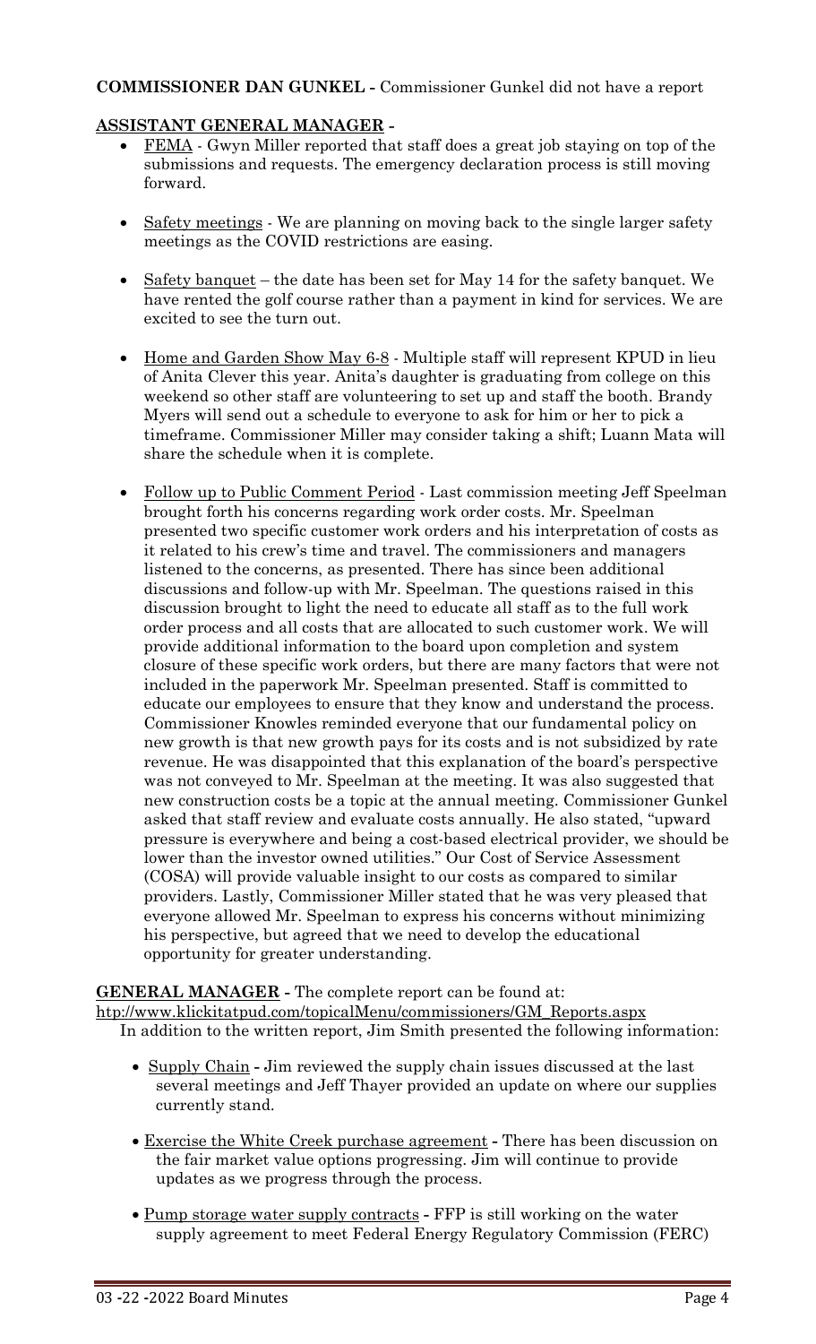**COMMISSIONER DAN GUNKEL -** Commissioner Gunkel did not have a report

**ASSISTANT GENERAL MANAGER -**

- FEMA - Gwyn Miller reported that staff does a great job staying on top of the submissions and requests. The emergency declaration process is still moving forward.

- Safety meetings - We are planning on moving back to the single larger safety meetings as the COVID restrictions are easing.

- Safety banquet – the date has been set for May 14 for the safety banquet. We have rented the golf course rather than a payment in kind for services. We are excited to see the turn out.

- Home and Garden Show May 6-8 - Multiple staff will represent KPUD in lieu of Anita Clever this year. Anita's daughter is graduating from college on this weekend so other staff are volunteering to set up and staff the booth. Brandy Myers will send out a schedule to everyone to ask for him or her to pick a timeframe. Commissioner Miller may consider taking a shift; Luann Mata will share the schedule when it is complete.

- Follow up to Public Comment Period - Last commission meeting Jeff Speelman brought forth his concerns regarding work order costs. Mr. Speelman presented two specific customer work orders and his interpretation of costs as it related to his crew's time and travel. The commissioners and managers listened to the concerns, as presented. There has since been additional discussions and follow-up with Mr. Speelman. The questions raised in this discussion brought to light the need to educate all staff as to the full work order process and all costs that are allocated to such customer work. We will provide additional information to the board upon completion and system closure of these specific work orders, but there are many factors that were not included in the paperwork Mr. Speelman presented. Staff is committed to educate our employees to ensure that they know and understand the process. Commissioner Knowles reminded everyone that our fundamental policy on new growth is that new growth pays for its costs and is not subsidized by rate revenue. He was disappointed that this explanation of the board's perspective was not conveyed to Mr. Speelman at the meeting. It was also suggested that new construction costs be a topic at the annual meeting. Commissioner Gunkel asked that staff review and evaluate costs annually. He also stated, "upward pressure is everywhere and being a cost-based electrical provider, we should be lower than the investor owned utilities." Our Cost of Service Assessment (COSA) will provide valuable insight to our costs as compared to similar providers. Lastly, Commissioner Miller stated that he was very pleased that everyone allowed Mr. Speelman to express his concerns without minimizing his perspective, but agreed that we need to develop the educational opportunity for greater understanding.

**GENERAL MANAGER -** The complete report can be found at: http://www.klickitatpud.com/topicalMenu/commissioners/GM_Reports.aspx

In addition to the written report, Jim Smith presented the following information:

- Supply Chain - Jim reviewed the supply chain issues discussed at the last several meetings and Jeff Thayer provided an update on where our supplies currently stand.

- Exercise the White Creek purchase agreement - There has been discussion on the fair market value options progressing. Jim will continue to provide updates as we progress through the process.

- Pump storage water supply contracts - FFP is still working on the water supply agreement to meet Federal Energy Regulatory Commission (FERC)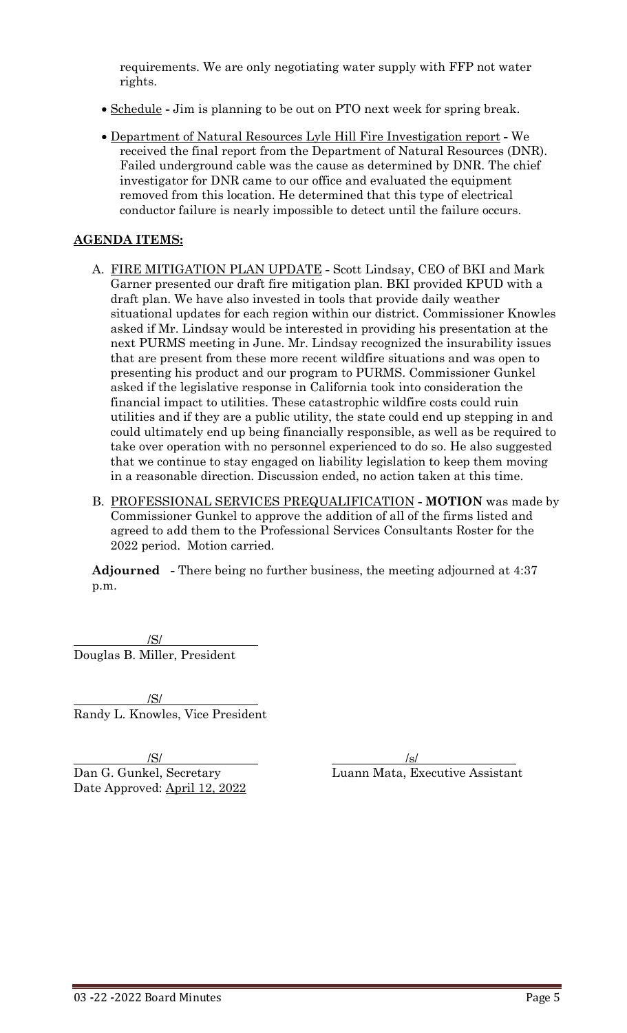requirements. We are only negotiating water supply with FFP not water rights.

- Schedule - Jim is planning to be out on PTO next week for spring break.
- Department of Natural Resources Lyle Hill Fire Investigation report - We received the final report from the Department of Natural Resources (DNR). Failed underground cable was the cause as determined by DNR. The chief investigator for DNR came to our office and evaluated the equipment removed from this location. He determined that this type of electrical conductor failure is nearly impossible to detect until the failure occurs.

## AGENDA ITEMS:

A. FIRE MITIGATION PLAN UPDATE - Scott Lindsay, CEO of BKI and Mark Garner presented our draft fire mitigation plan. BKI provided KPUD with a draft plan. We have also invested in tools that provide daily weather situational updates for each region within our district. Commissioner Knowles asked if Mr. Lindsay would be interested in providing his presentation at the next PURMS meeting in June. Mr. Lindsay recognized the insurability issues that are present from these more recent wildfire situations and was open to presenting his product and our program to PURMS. Commissioner Gunkel asked if the legislative response in California took into consideration the financial impact to utilities. These catastrophic wildfire costs could ruin utilities and if they are a public utility, the state could end up stepping in and could ultimately end up being financially responsible, as well as be required to take over operation with no personnel experienced to do so. He also suggested that we continue to stay engaged on liability legislation to keep them moving in a reasonable direction. Discussion ended, no action taken at this time.

B. PROFESSIONAL SERVICES PREQUALIFICATION - **MOTION** was made by Commissioner Gunkel to approve the addition of all of the firms listed and agreed to add them to the Professional Services Consultants Roster for the 2022 period. Motion carried.

**Adjourned** - There being no further business, the meeting adjourned at 4:37 p.m.

/S/
Douglas B. Miller, President

/S/
Randy L. Knowles, Vice President

/S/
Dan G. Gunkel, Secretary
Date Approved: April 12, 2022

/s/
Luann Mata, Executive Assistant